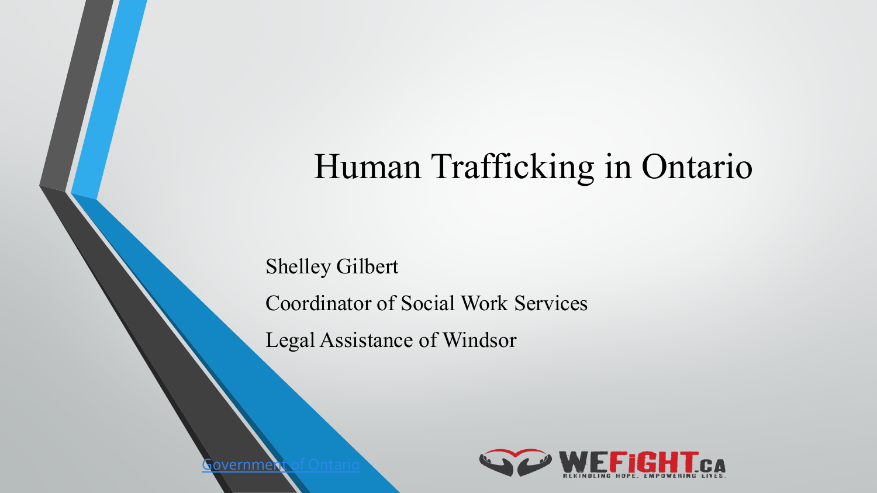# Human Trafficking in Ontario

Shelley Gilbert

Coordinator of Social Work Services

Legal Assistance of Windsor

[Government of Ontario]

WEFIGHT.CA

REKINDLING HOPE. EMPOWERING LIVES.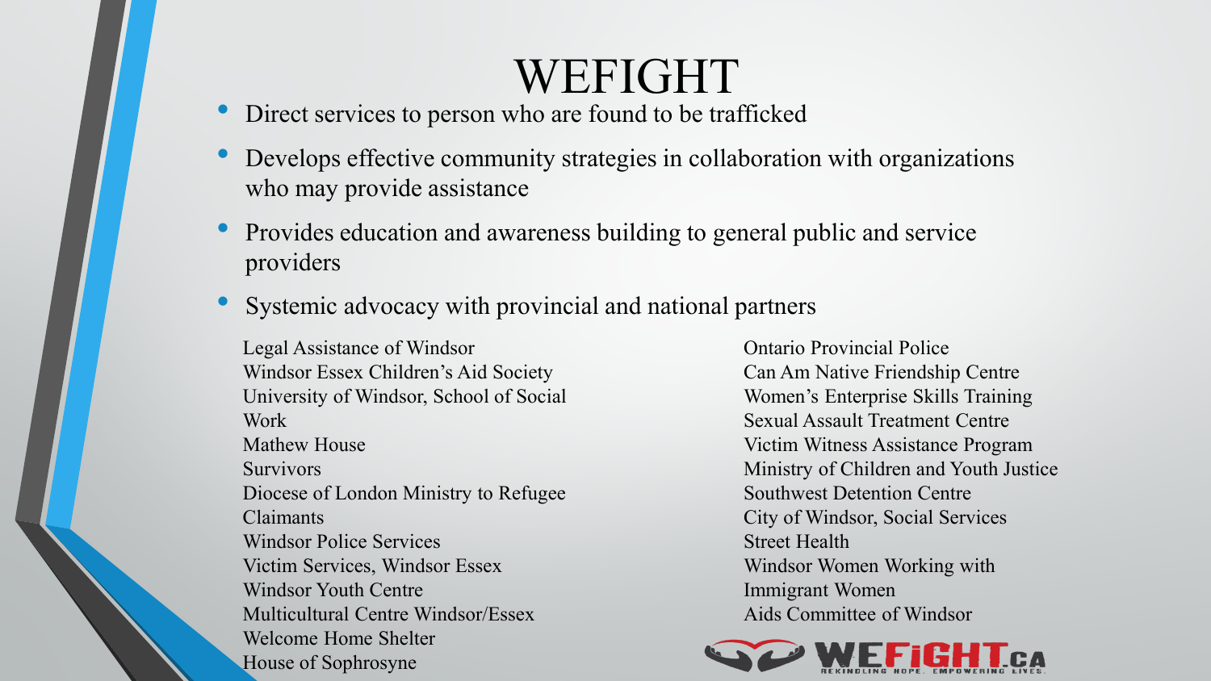# WEFIGHT

- Direct services to person who are found to be trafficked
- Develops effective community strategies in collaboration with organizations who may provide assistance
- Provides education and awareness building to general public and service providers
- Systemic advocacy with provincial and national partners

Legal Assistance of Windsor
Windsor Essex Children's Aid Society
University of Windsor, School of Social Work
Mathew House
Survivors
Diocese of London Ministry to Refugee Claimants
Windsor Police Services
Victim Services, Windsor Essex
Windsor Youth Centre
Multicultural Centre Windsor/Essex
Welcome Home Shelter
House of Sophrosyne

Ontario Provincial Police
Can Am Native Friendship Centre
Women's Enterprise Skills Training
Sexual Assault Treatment Centre
Victim Witness Assistance Program
Ministry of Children and Youth Justice
Southwest Detention Centre
City of Windsor, Social Services
Street Health
Windsor Women Working with Immigrant Women
Aids Committee of Windsor

WEFIGHT.CA
REKINDLING HOPE. EMPOWERING LIVES.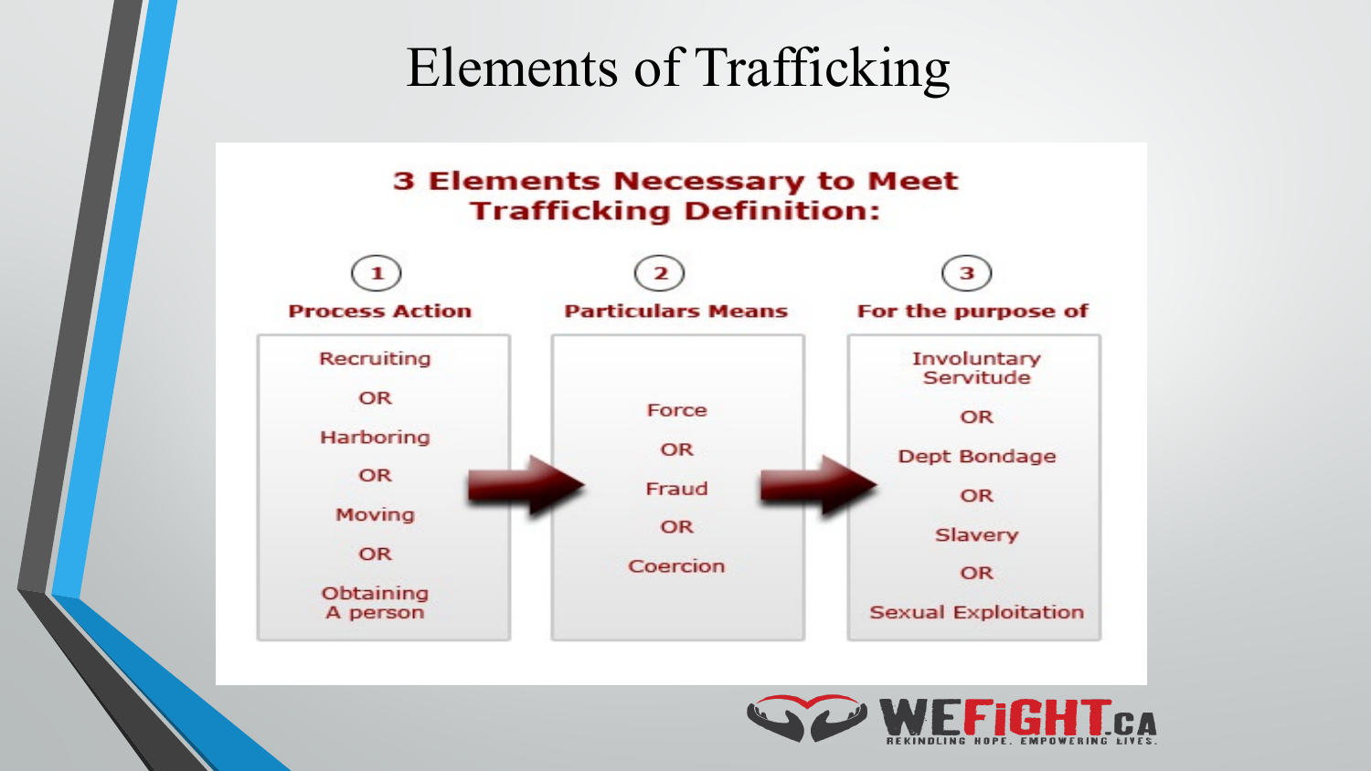# Elements of Trafficking

## 3 Elements Necessary to Meet Trafficking Definition:

| 1 Process Action | 2 Particulars Means | 3 For the purpose of |
|---|---|---|
| Recruiting OR Harboring OR Moving OR Obtaining A person | Force OR Fraud OR Coercion | Involuntary Servitude OR Dept Bondage OR Slavery OR Sexual Exploitation |

WEFiGHT.CA
REKINDLING HOPE. EMPOWERING LIVES.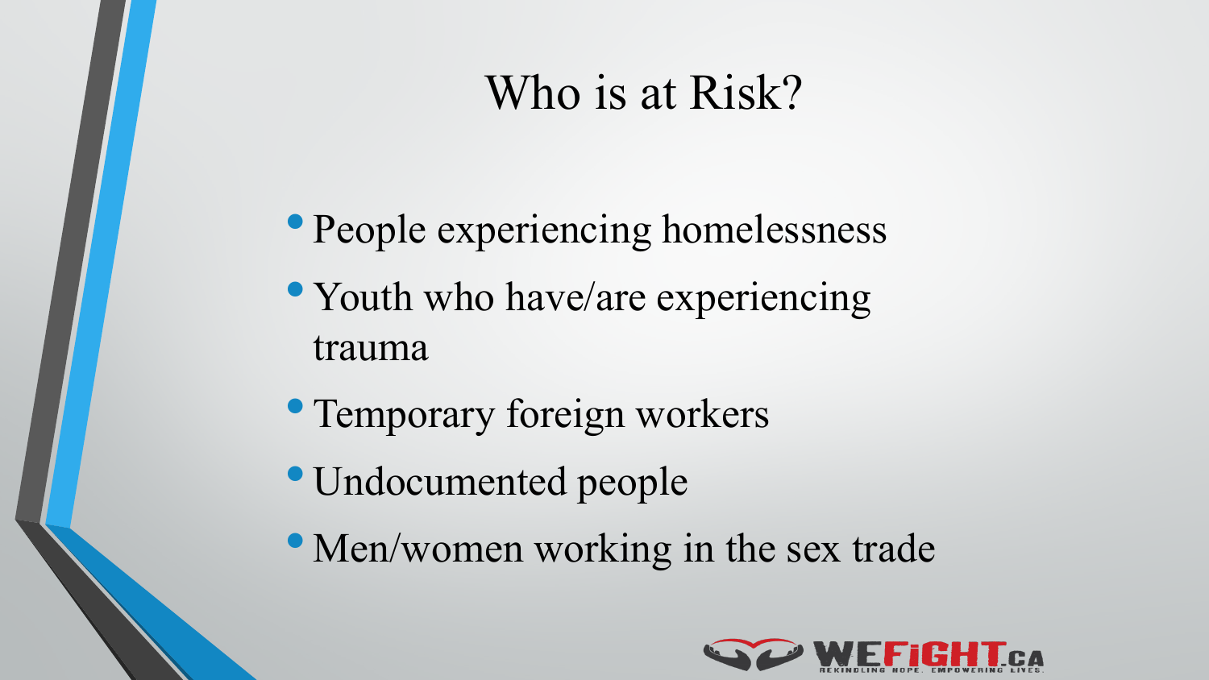# Who is at Risk?

- People experiencing homelessness
- Youth who have/are experiencing trauma
- Temporary foreign workers
- Undocumented people
- Men/women working in the sex trade

WEFIGHT.CA
REKINDLING HOPE. EMPOWERING LIVES.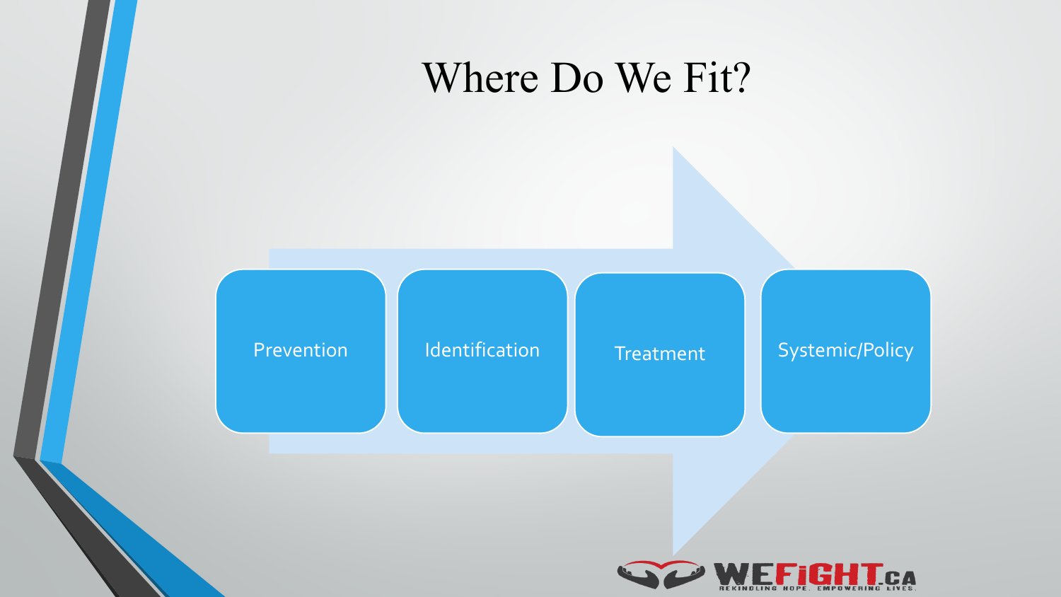# Where Do We Fit?

- Prevention
- Identification
- Treatment
- Systemic/Policy

WEFIGHT.CA
REKINDLING HOPE. EMPOWERING LIVES.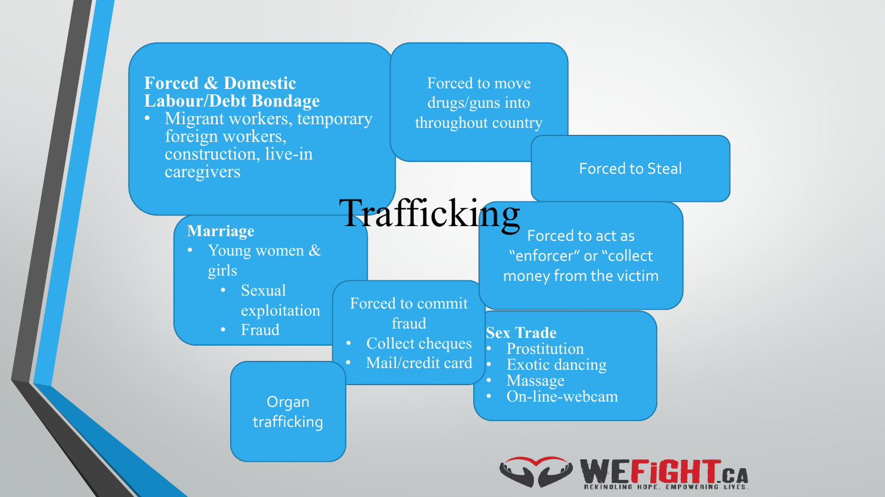# Trafficking

**Forced & Domestic Labour/Debt Bondage**

- Migrant workers, temporary foreign workers, construction, live-in caregivers

Forced to move drugs/guns into throughout country

Forced to Steal

Forced to act as "enforcer" or "collect money from the victim

**Marriage**

- Young women & girls
  - Sexual exploitation
  - Fraud

Forced to commit fraud

- Collect cheques
- Mail/credit card

**Sex Trade**

- Prostitution
- Exotic dancing
- Massage
- On-line-webcam

Organ trafficking

WEFIGHT.CA
REKINDLING HOPE. EMPOWERING LIVES.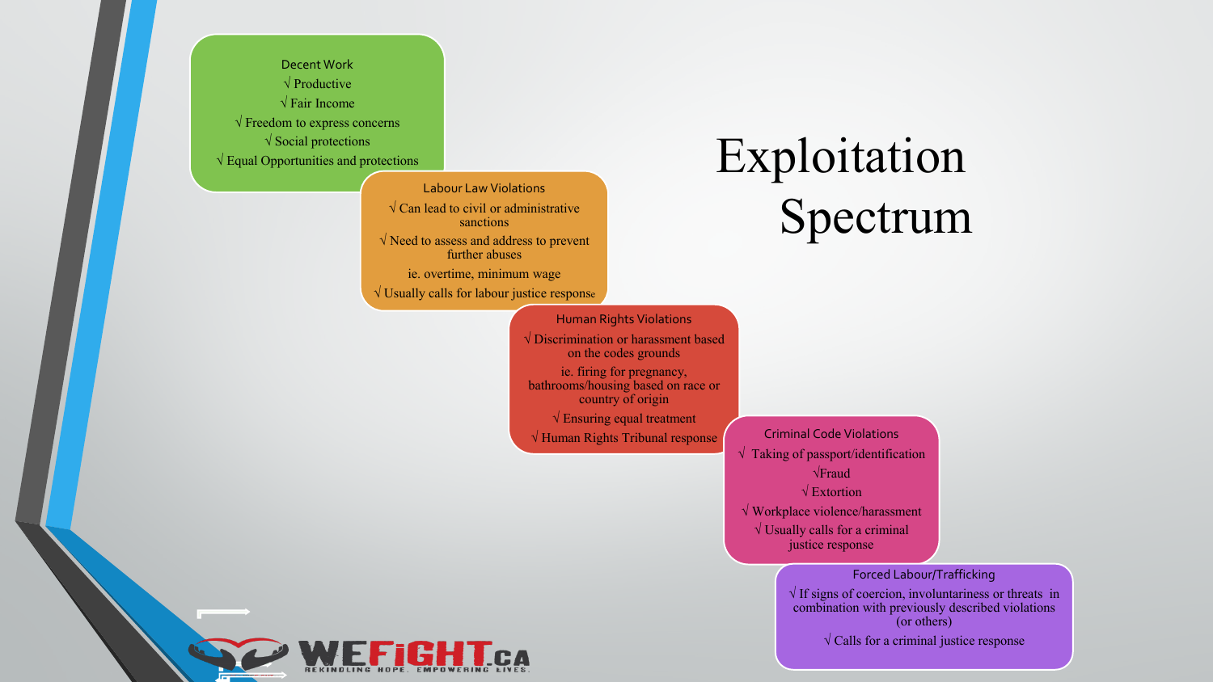# Exploitation Spectrum

### Decent Work

- √ Productive
- √ Fair Income
- √ Freedom to express concerns
- √ Social protections
- √ Equal Opportunities and protections

### Labour Law Violations

- √ Can lead to civil or administrative sanctions
- √ Need to assess and address to prevent further abuses

ie. overtime, minimum wage

- √ Usually calls for labour justice response

### Human Rights Violations

- √ Discrimination or harassment based on the codes grounds

ie. firing for pregnancy, bathrooms/housing based on race or country of origin

- √ Ensuring equal treatment
- √ Human Rights Tribunal response

### Criminal Code Violations

- √ Taking of passport/identification
- √ Fraud
- √ Extortion
- √ Workplace violence/harassment
- √ Usually calls for a criminal justice response

### Forced Labour/Trafficking

- √ If signs of coercion, involuntariness or threats in combination with previously described violations (or others)
- √ Calls for a criminal justice response

WEFIGHT.CA
REKINDLING HOPE. EMPOWERING LIVES.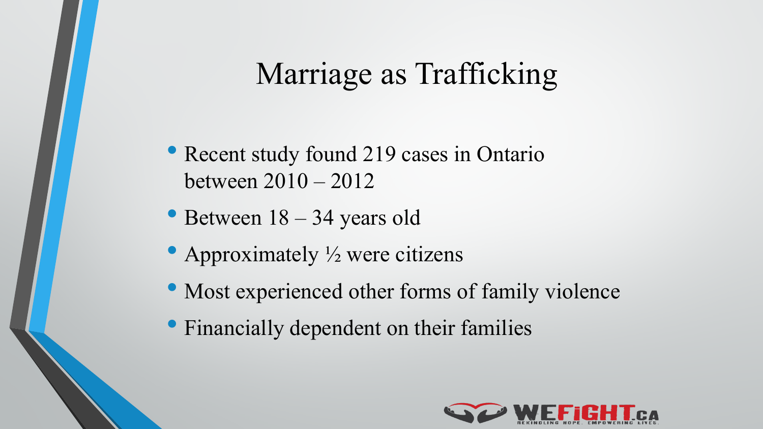# Marriage as Trafficking

- Recent study found 219 cases in Ontario between 2010 – 2012
- Between 18 – 34 years old
- Approximately ½ were citizens
- Most experienced other forms of family violence
- Financially dependent on their families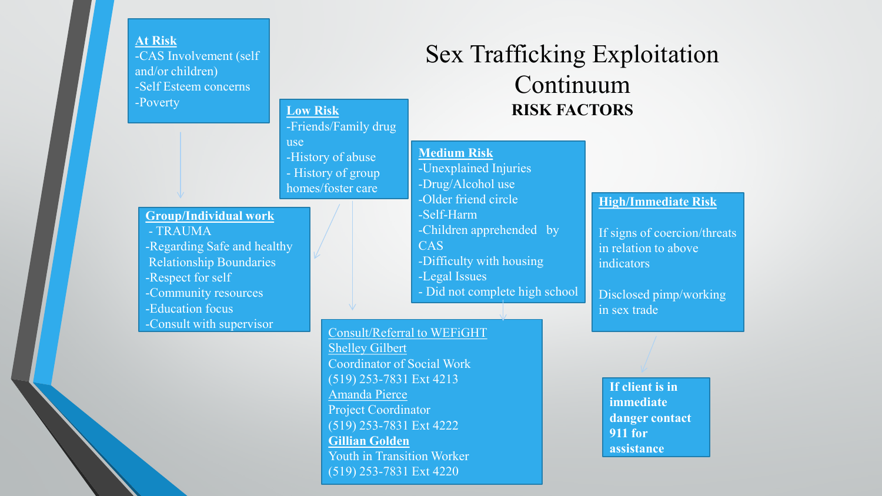# Sex Trafficking Exploitation Continuum

## RISK FACTORS

**At Risk**

- CAS Involvement (self and/or children)
- Self Esteem concerns
- Poverty

**Group/Individual work**

- TRAUMA
- Regarding Safe and healthy Relationship Boundaries
- Respect for self
- Community resources
- Education focus
- Consult with supervisor

**Low Risk**

- Friends/Family drug use
- History of abuse
- History of group homes/foster care

**Medium Risk**

- Unexplained Injuries
- Drug/Alcohol use
- Older friend circle
- Self-Harm
- Children apprehended by CAS
- Difficulty with housing
- Legal Issues
- Did not complete high school

**Consult/Referral to WEFiGHT**

Shelley Gilbert
Coordinator of Social Work
(519) 253-7831 Ext 4213

Amanda Pierce
Project Coordinator
(519) 253-7831 Ext 4222

**Gillian Golden**
Youth in Transition Worker
(519) 253-7831 Ext 4220

**High/Immediate Risk**

If signs of coercion/threats in relation to above indicators

Disclosed pimp/working in sex trade

**If client is in immediate danger contact 911 for assistance**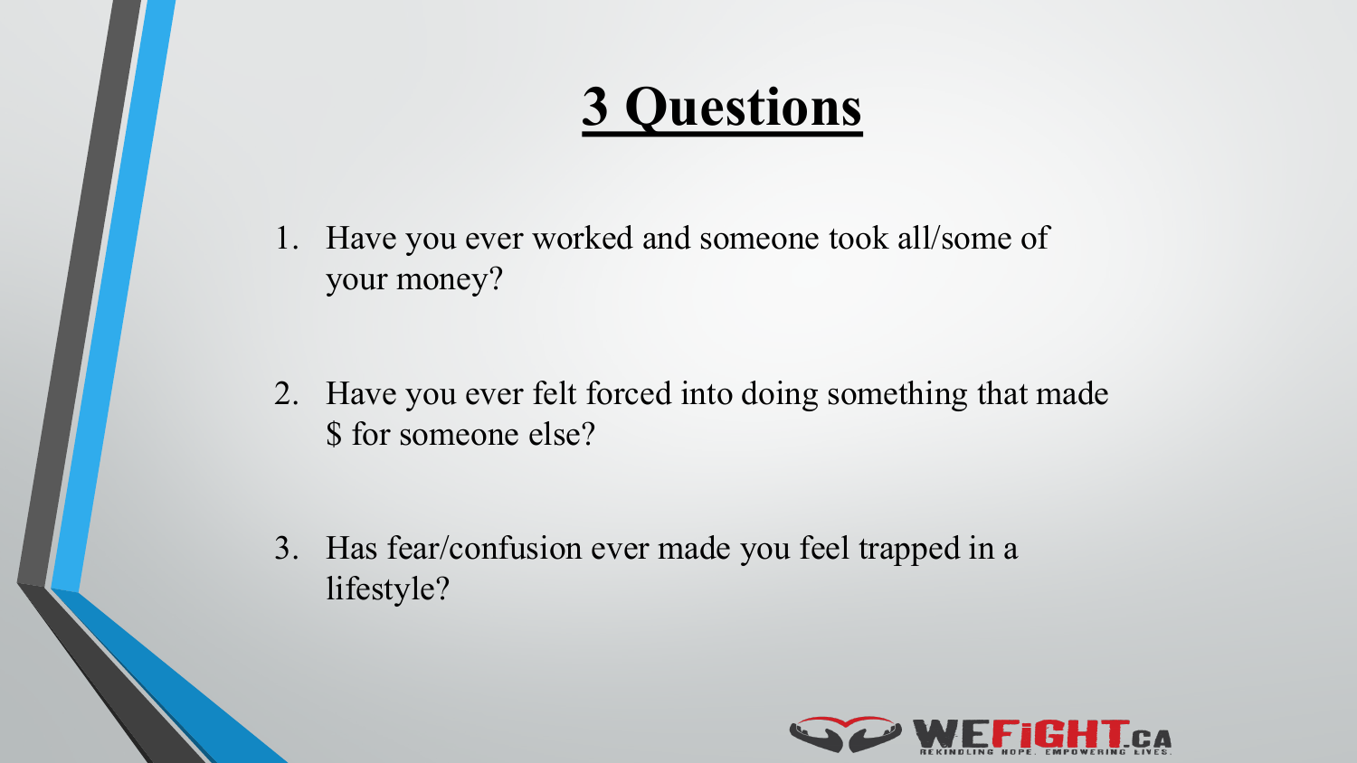# 3 Questions

1. Have you ever worked and someone took all/some of your money?

2. Have you ever felt forced into doing something that made $ for someone else?

3. Has fear/confusion ever made you feel trapped in a lifestyle?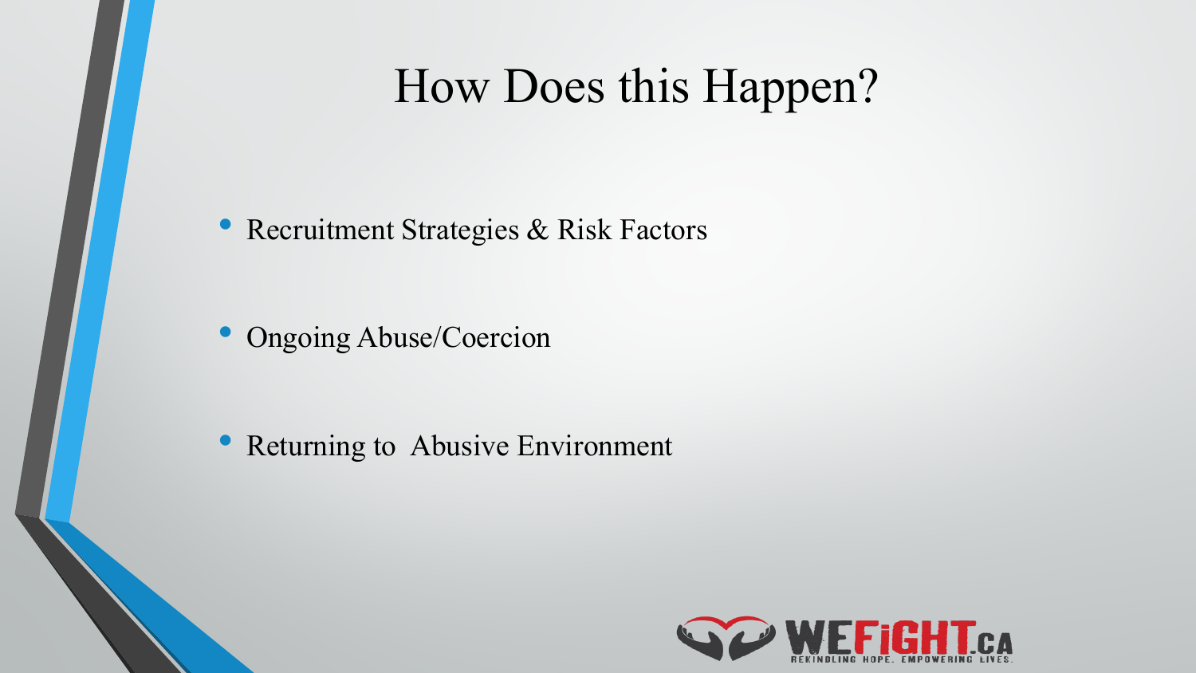# How Does this Happen?

- Recruitment Strategies & Risk Factors
- Ongoing Abuse/Coercion
- Returning to Abusive Environment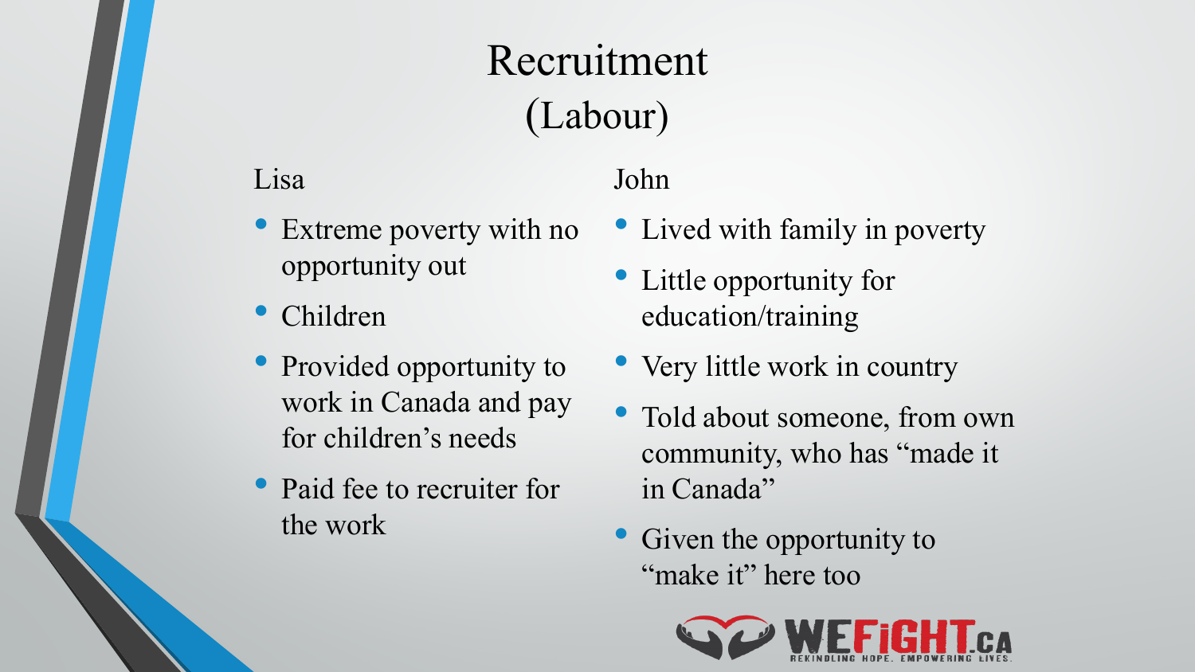# Recruitment (Labour)

### Lisa

- Extreme poverty with no opportunity out
- Children
- Provided opportunity to work in Canada and pay for children's needs
- Paid fee to recruiter for the work

### John

- Lived with family in poverty
- Little opportunity for education/training
- Very little work in country
- Told about someone, from own community, who has "made it in Canada"
- Given the opportunity to "make it" here too

WEFIGHT.CA
REKINDLING HOPE. EMPOWERING LIVES.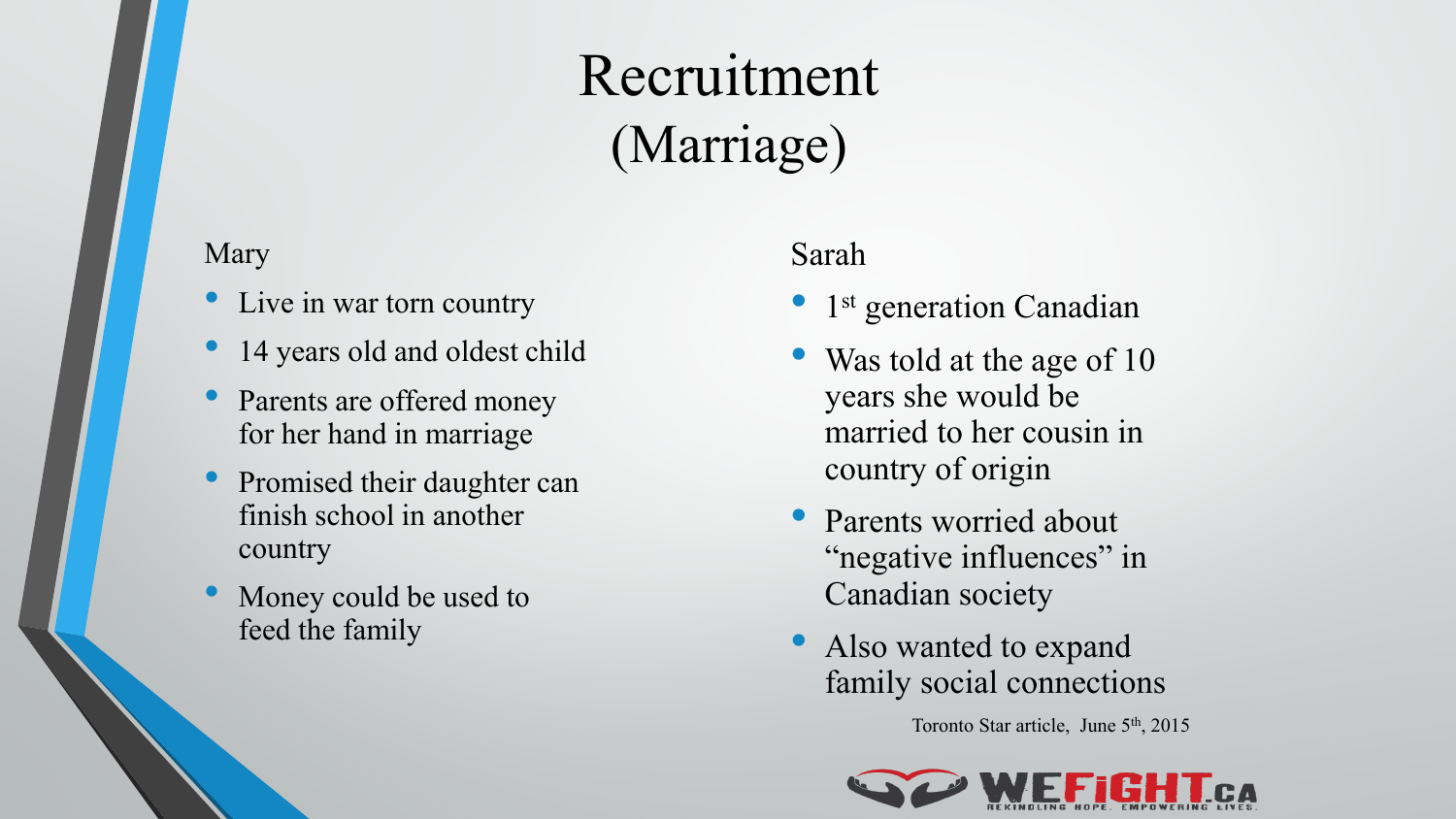# Recruitment (Marriage)

Mary

- Live in war torn country
- 14 years old and oldest child
- Parents are offered money for her hand in marriage
- Promised their daughter can finish school in another country
- Money could be used to feed the family

Sarah

- 1st generation Canadian
- Was told at the age of 10 years she would be married to her cousin in country of origin
- Parents worried about "negative influences" in Canadian society
- Also wanted to expand family social connections

Toronto Star article, June 5th, 2015

WEFIGHT.CA
REKINDLING HOPE. EMPOWERING LIVES.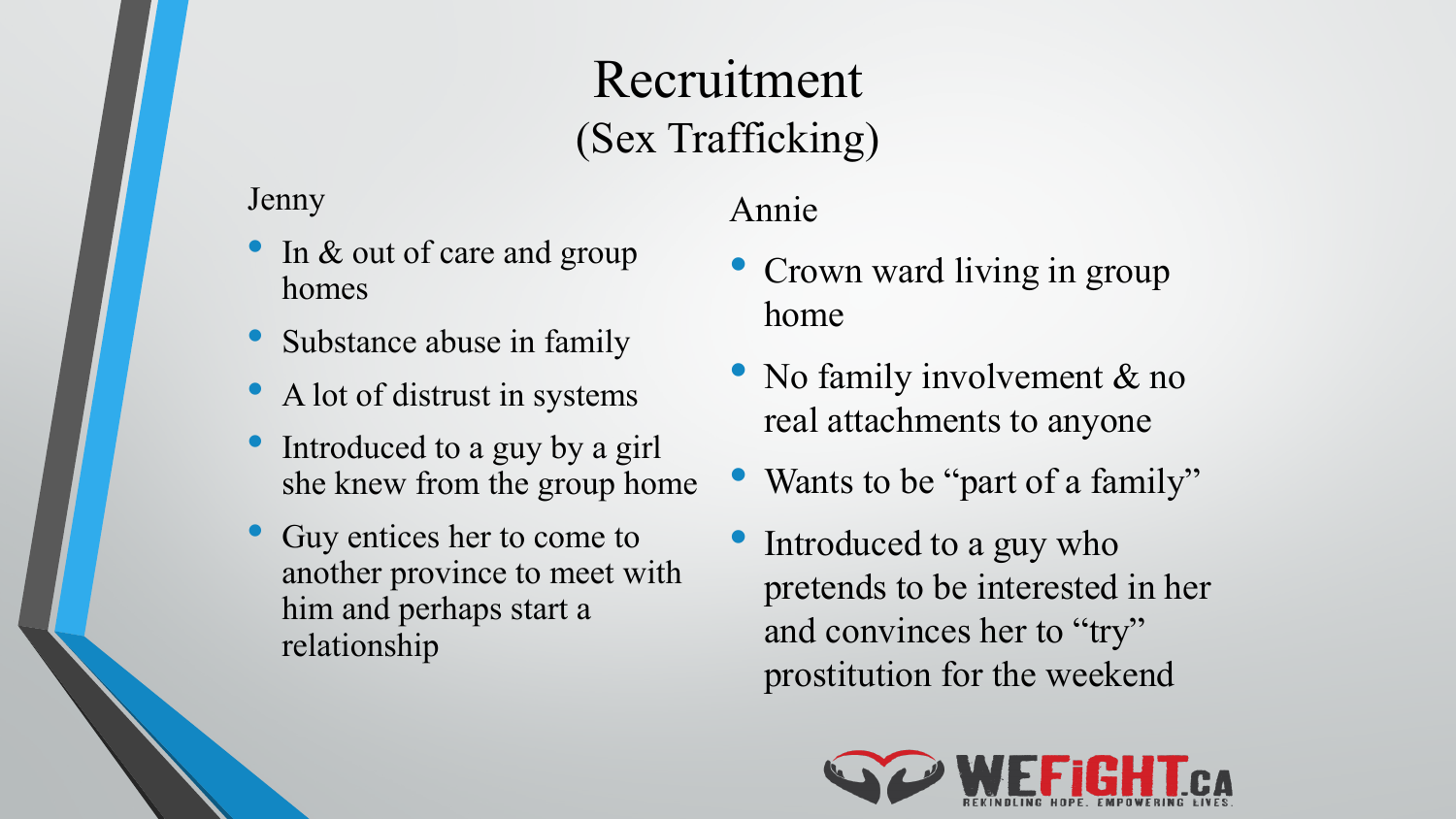# Recruitment
## (Sex Trafficking)

### Jenny

- In & out of care and group homes
- Substance abuse in family
- A lot of distrust in systems
- Introduced to a guy by a girl she knew from the group home
- Guy entices her to come to another province to meet with him and perhaps start a relationship

### Annie

- Crown ward living in group home
- No family involvement & no real attachments to anyone
- Wants to be "part of a family"
- Introduced to a guy who pretends to be interested in her and convinces her to "try" prostitution for the weekend

WEFiGHT.CA
REKINDLING HOPE. EMPOWERING LIVES.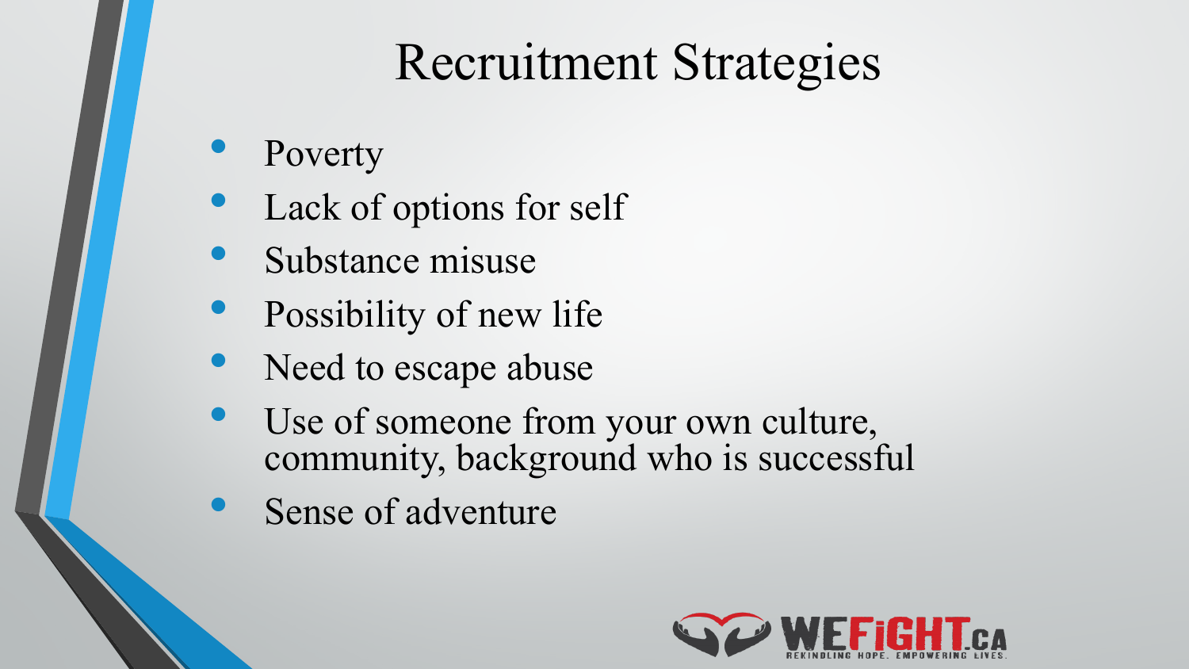# Recruitment Strategies

- Poverty
- Lack of options for self
- Substance misuse
- Possibility of new life
- Need to escape abuse
- Use of someone from your own culture, community, background who is successful
- Sense of adventure

WEFiGHT.CA
REKINDLING HOPE. EMPOWERING LIVES.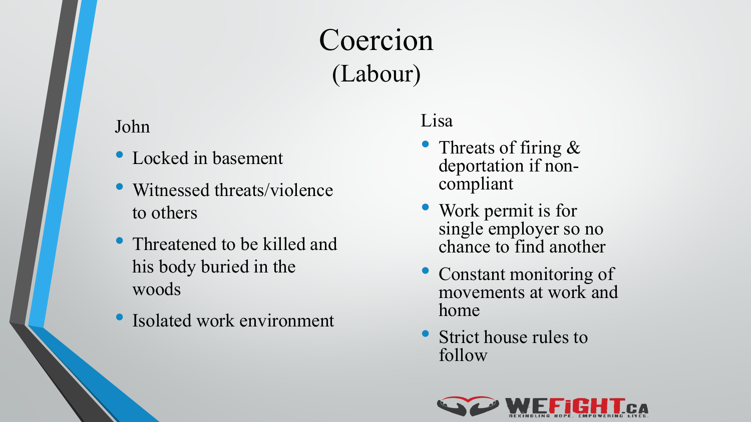# Coercion
## (Labour)

John

- Locked in basement
- Witnessed threats/violence to others
- Threatened to be killed and his body buried in the woods
- Isolated work environment

Lisa

- Threats of firing & deportation if non-compliant
- Work permit is for single employer so no chance to find another
- Constant monitoring of movements at work and home
- Strict house rules to follow

WEFIGHT.CA
REKINDLING HOPE. EMPOWERING LIVES.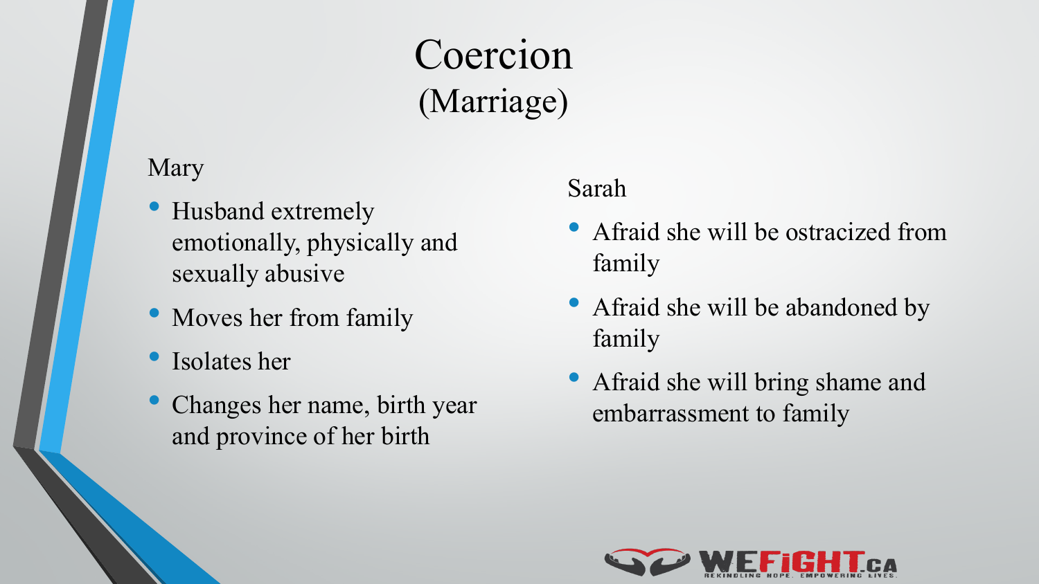# Coercion
## (Marriage)

Mary

- Husband extremely emotionally, physically and sexually abusive
- Moves her from family
- Isolates her
- Changes her name, birth year and province of her birth

Sarah

- Afraid she will be ostracized from family
- Afraid she will be abandoned by family
- Afraid she will bring shame and embarrassment to family

WEFIGHT.CA
REKINDLING HOPE. EMPOWERING LIVES.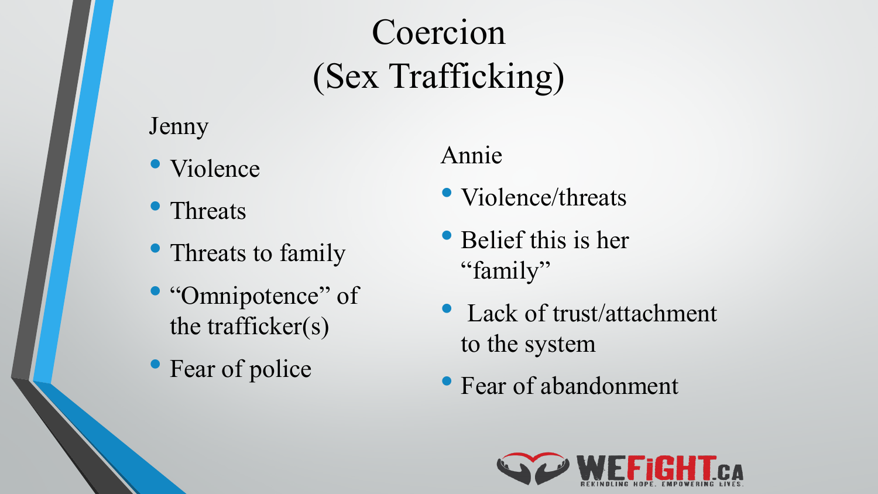# Coercion (Sex Trafficking)

Jenny

- Violence
- Threats
- Threats to family
- "Omnipotence" of the trafficker(s)
- Fear of police

Annie

- Violence/threats
- Belief this is her "family"
- Lack of trust/attachment to the system
- Fear of abandonment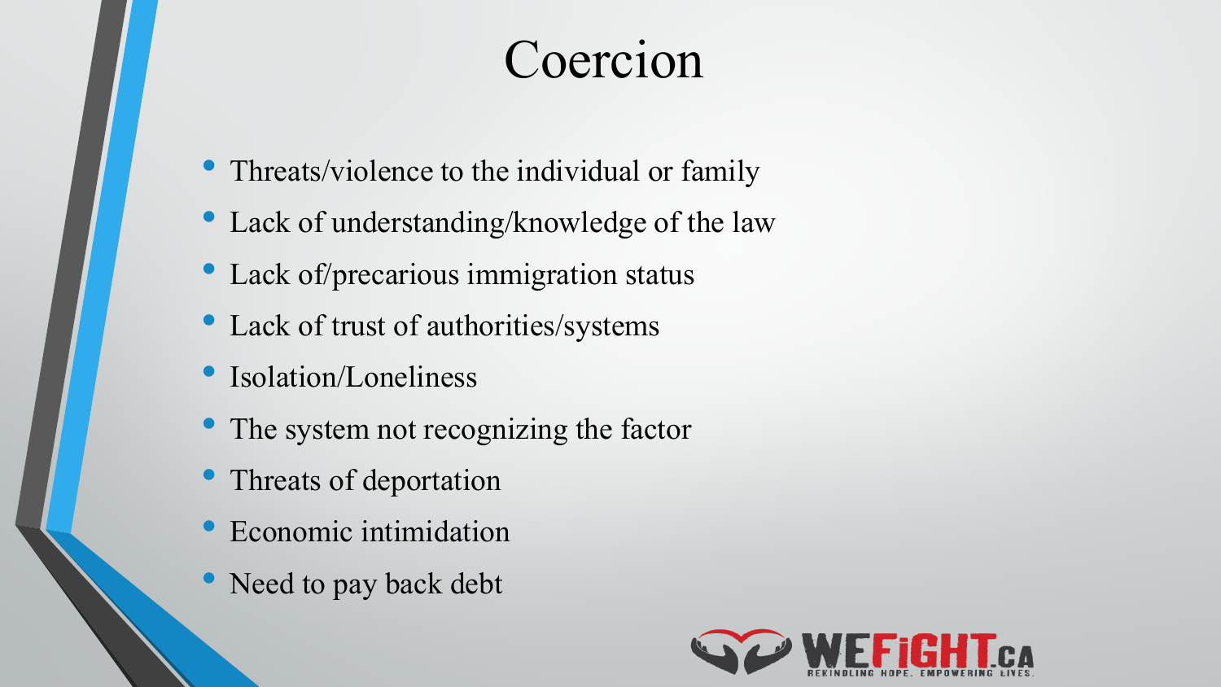# Coercion

- Threats/violence to the individual or family
- Lack of understanding/knowledge of the law
- Lack of/precarious immigration status
- Lack of trust of authorities/systems
- Isolation/Loneliness
- The system not recognizing the factor
- Threats of deportation
- Economic intimidation
- Need to pay back debt

WEFIGHT.CA
REKINDLING HOPE. EMPOWERING LIVES.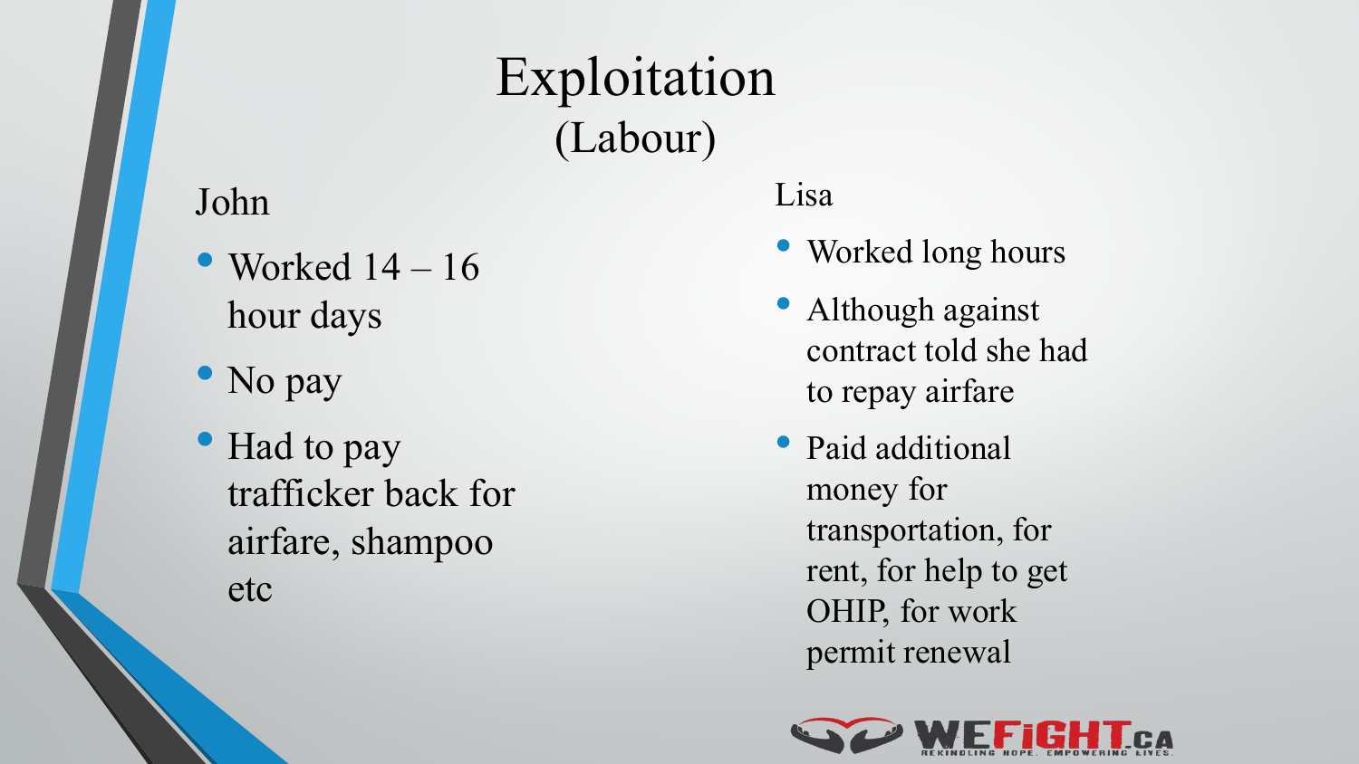# Exploitation
## (Labour)

### John

- Worked 14 – 16 hour days
- No pay
- Had to pay trafficker back for airfare, shampoo etc

### Lisa

- Worked long hours
- Although against contract told she had to repay airfare
- Paid additional money for transportation, for rent, for help to get OHIP, for work permit renewal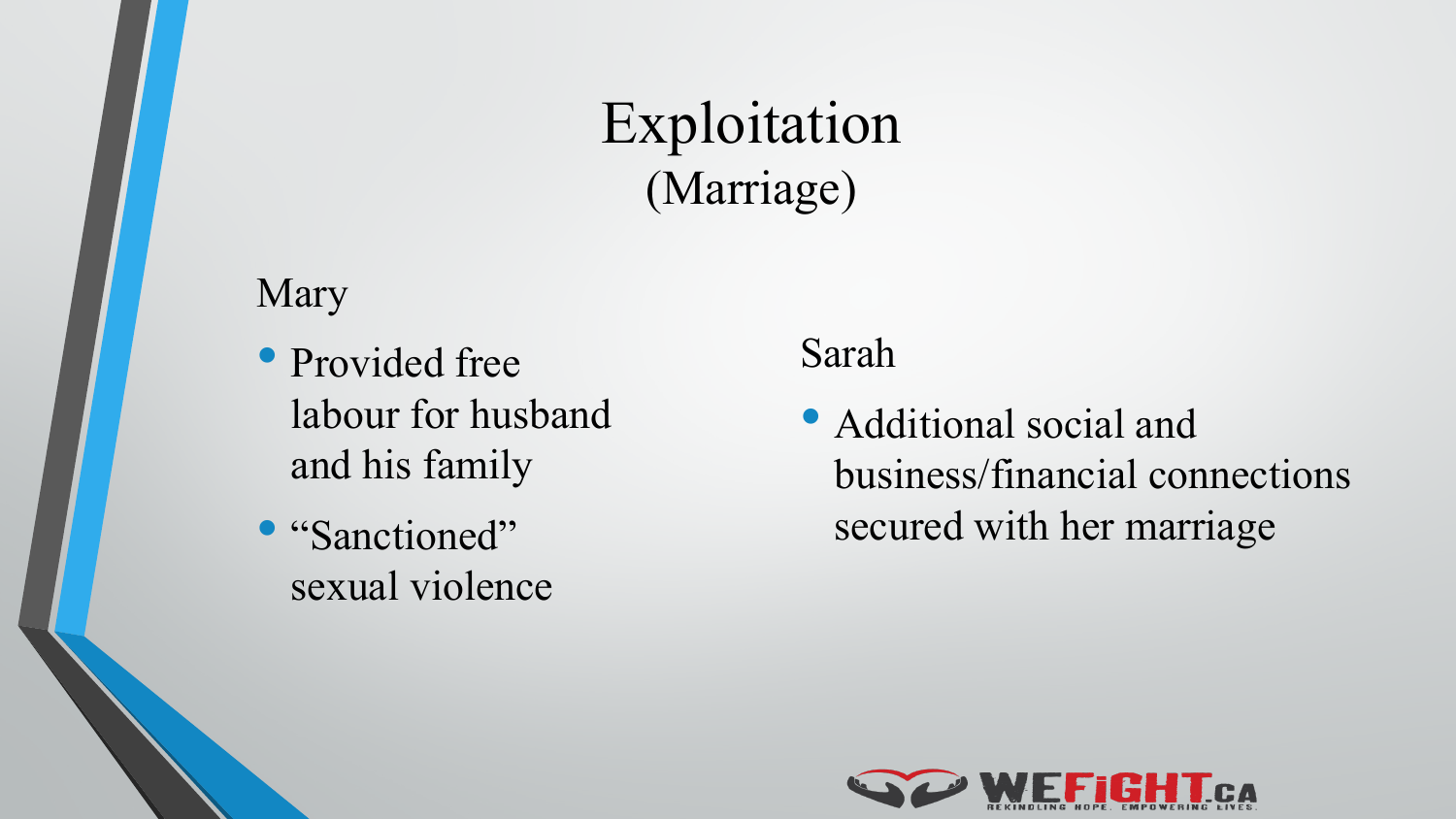# Exploitation
## (Marriage)

Mary

- Provided free labour for husband and his family
- "Sanctioned" sexual violence

Sarah

- Additional social and business/financial connections secured with her marriage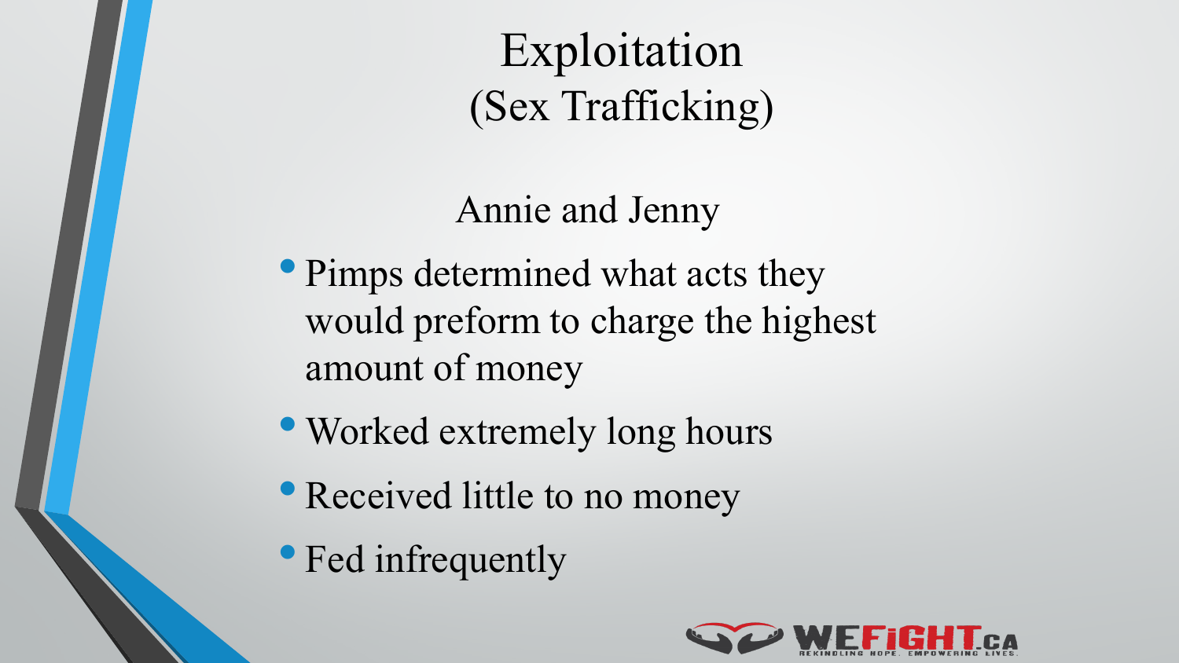# Exploitation
# (Sex Trafficking)

## Annie and Jenny

- Pimps determined what acts they would preform to charge the highest amount of money
- Worked extremely long hours
- Received little to no money
- Fed infrequently

WEFIGHT.CA — REKINDLING HOPE. EMPOWERING LIVES.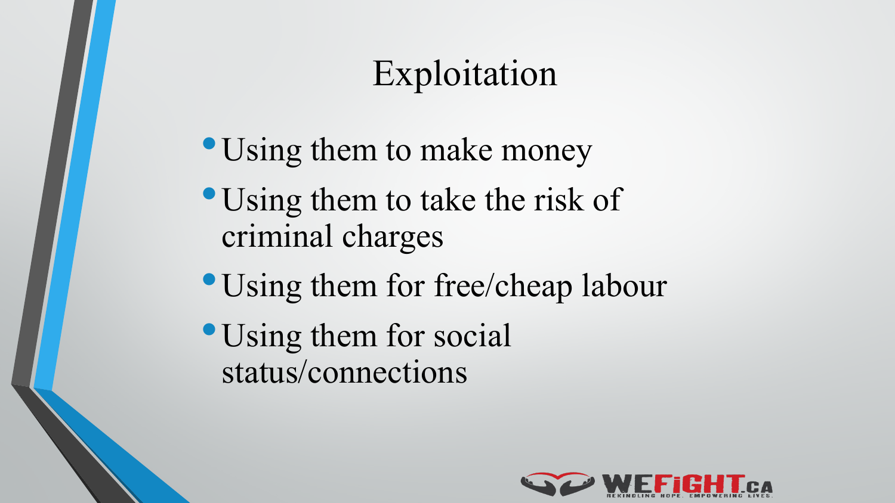# Exploitation

- Using them to make money
- Using them to take the risk of criminal charges
- Using them for free/cheap labour
- Using them for social status/connections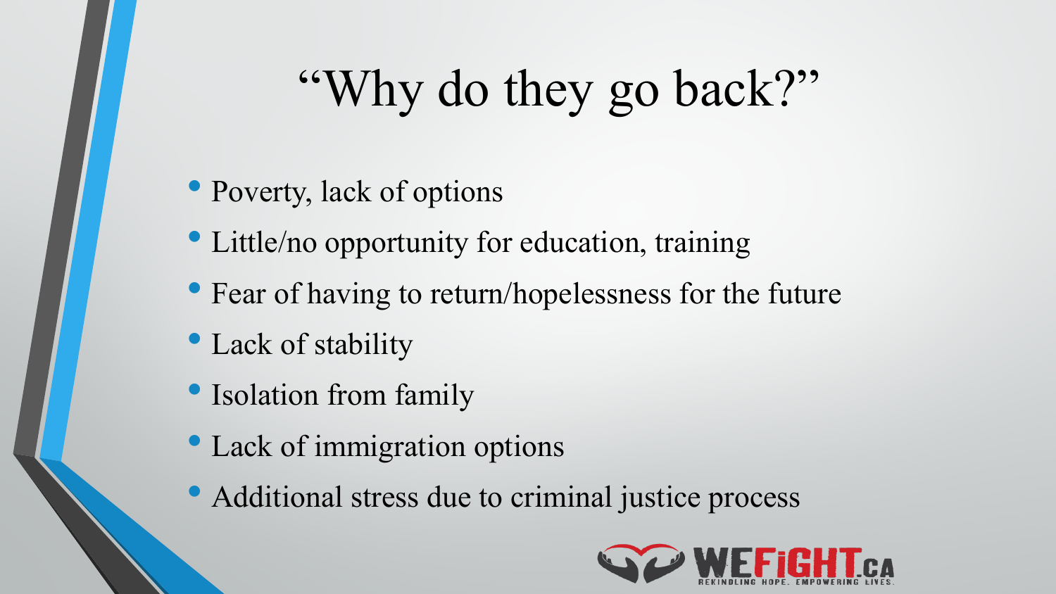# "Why do they go back?"

- Poverty, lack of options
- Little/no opportunity for education, training
- Fear of having to return/hopelessness for the future
- Lack of stability
- Isolation from family
- Lack of immigration options
- Additional stress due to criminal justice process

WEFiGHT.CA
REKINDLING HOPE. EMPOWERING LIVES.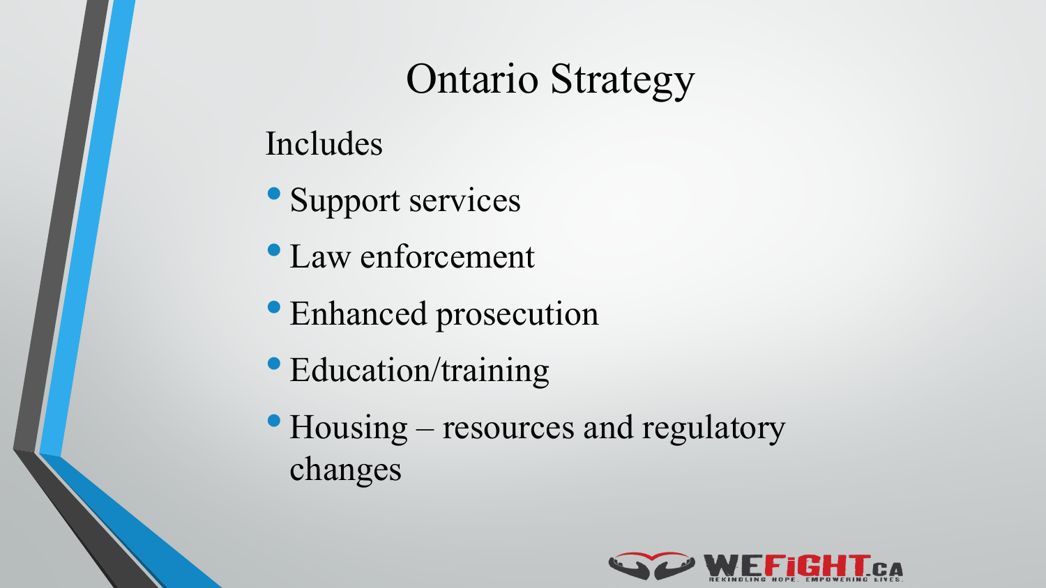# Ontario Strategy

Includes

- Support services
- Law enforcement
- Enhanced prosecution
- Education/training
- Housing – resources and regulatory changes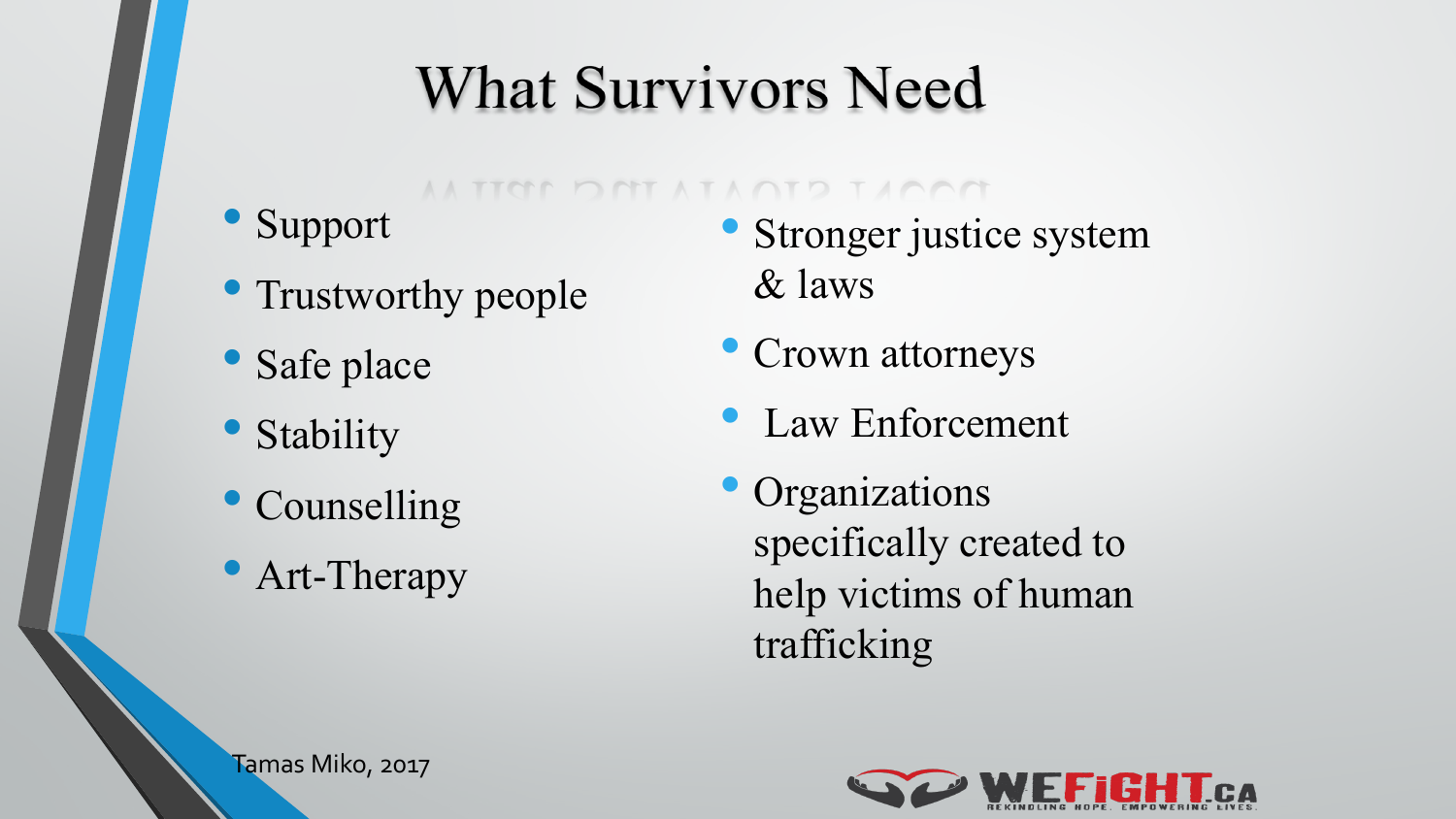# What Survivors Need

- Support
- Trustworthy people
- Safe place
- Stability
- Counselling
- Art-Therapy
- Stronger justice system & laws
- Crown attorneys
- Law Enforcement
- Organizations specifically created to help victims of human trafficking

Tamas Miko, 2017

WEFIGHT.CA
REKINDLING HOPE. EMPOWERING LIVES.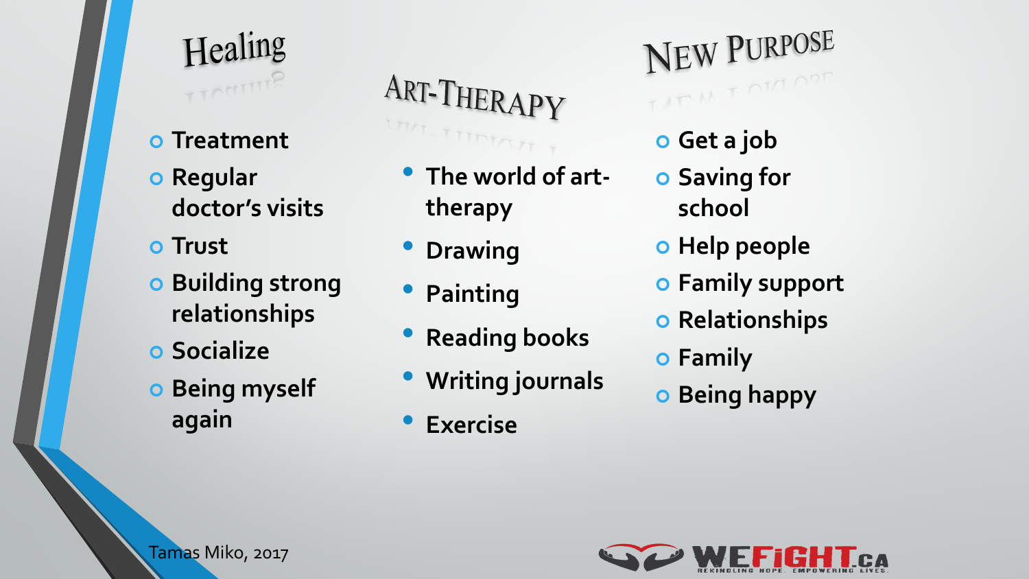## Healing

- Treatment
- Regular doctor's visits
- Trust
- Building strong relationships
- Socialize
- Being myself again

## Art-Therapy

- The world of art-therapy
- Drawing
- Painting
- Reading books
- Writing journals
- Exercise

## New Purpose

- Get a job
- Saving for school
- Help people
- Family support
- Relationships
- Family
- Being happy

Tamas Miko, 2017

WEFIGHT.CA — REKINDLING HOPE. EMPOWERING LIVES.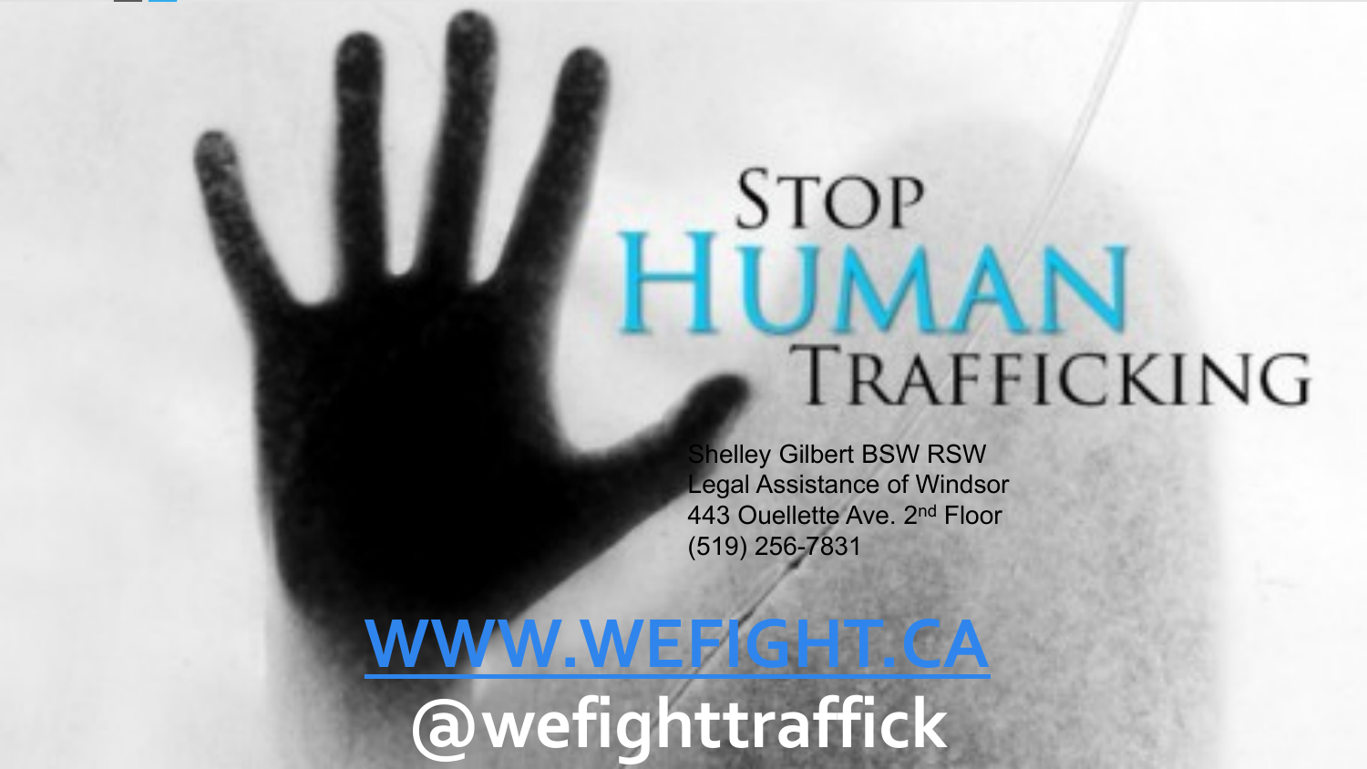# Stop Human Trafficking

Shelley Gilbert BSW RSW
Legal Assistance of Windsor
443 Ouellette Ave. 2nd Floor
(519) 256-7831

**WWW.WEFIGHT.CA**

**@wefighttraffick**